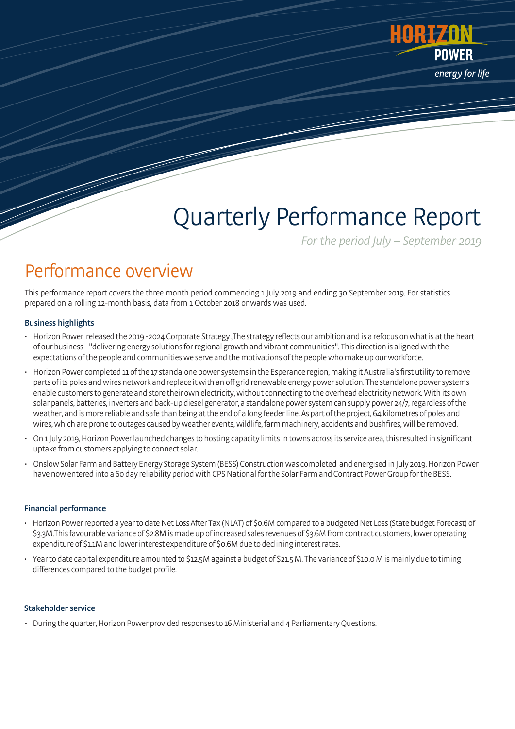HORIZON POWER

*energy for life*

# Quarterly Performance Report

*For the period July – September 2019*

## Performance overview

This performance report covers the three month period commencing 1 July 2019 and ending 30 September 2019. For statistics prepared on a rolling 12-month basis, data from 1 October 2018 onwards was used.

### Business highlights

- Horizon Power released the 2019 -2024 Corporate Strategy ,The strategy reflects our ambition and is a refocus on what is at the heart of our business - "delivering energy solutions for regional growth and vibrant communities". This direction is aligned with the expectations of the people and communities we serve and the motivations of the people who make up our workforce.
- Horizon Power completed 11 of the 17 standalone power systems in the Esperance region, making it Australia's first utility to remove parts of its poles and wires network and replace it with an off grid renewable energy power solution. The standalone power systems enable customers to generate and store their own electricity, without connecting to the overhead electricity network. With its own solar panels, batteries, inverters and back-up diesel generator, a standalone power system can supply power 24/7, regardless of the weather, and is more reliable and safe than being at the end of a long feeder line. As part of the project, 64 kilometres of poles and wires, which are prone to outages caused by weather events, wildlife, farm machinery, accidents and bushfires, will be removed.
- On 1 July 2019, Horizon Power launched changes to hosting capacity limits in towns across its service area, this resulted in significant uptake from customers applying to connect solar.
- Onslow Solar Farm and Battery Energy Storage System (BESS) Construction was completed and energised in July 2019. Horizon Power have now entered into a 60 day reliability period with CPS National for the Solar Farm and Contract Power Group for the BESS.

### Financial performance

- Horizon Power reported a year to date Net Loss After Tax (NLAT) of $0.6M compared to a budgeted Net Loss (State budget Forecast) of $3.3M.This favourable variance of $2.8M is made up of increased sales revenues of $3.6M from contract customers, lower operating expenditure of $1.1M and lower interest expenditure of $0.6M due to declining interest rates.
- Year to date capital expenditure amounted to $12.5M against a budget of $21.5 M. The variance of $10.0 M is mainly due to timing differences compared to the budget profile.

### Stakeholder service

- During the quarter, Horizon Power provided responses to 16 Ministerial and 4 Parliamentary Questions.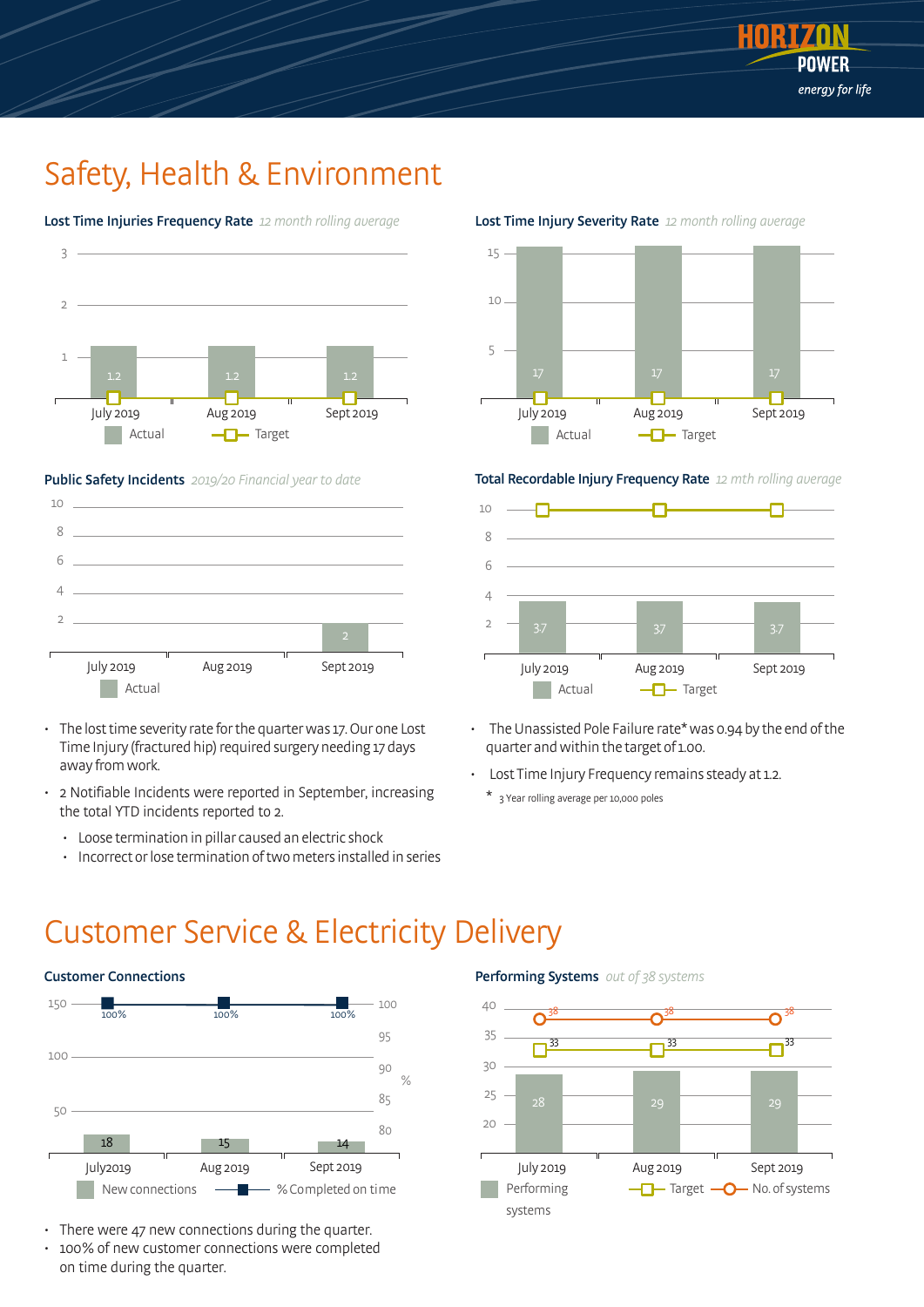# Safety, Health & Environment

**Lost Time Injuries Frequency Rate** *12 month rolling average*

| | July 2019 | Aug 2019 | Sept 2019 |
|---|---|---|---|
| Actual | 1.2 | 1.2 | 1.2 |

**Lost Time Injury Severity Rate** *12 month rolling average*

| | July 2019 | Aug 2019 | Sept 2019 |
|---|---|---|---|
| Actual | 17 | 17 | 17 |

**Public Safety Incidents** *2019/20 Financial year to date*

| | July 2019 | Aug 2019 | Sept 2019 |
|---|---|---|---|
| Actual | | | 2 |

**Total Recordable Injury Frequency Rate** *12 mth rolling average*

| | July 2019 | Aug 2019 | Sept 2019 |
|---|---|---|---|
| Actual | 3.7 | 3.7 | 3.7 |

- The lost time severity rate for the quarter was 17. Our one Lost Time Injury (fractured hip) required surgery needing 17 days away from work.
- 2 Notifiable Incidents were reported in September, increasing the total YTD incidents reported to 2.
  - Loose termination in pillar caused an electric shock
  - Incorrect or lose termination of two meters installed in series
- The Unassisted Pole Failure rate* was 0.94 by the end of the quarter and within the target of 1.00.
- Lost Time Injury Frequency remains steady at 1.2.

\* 3 Year rolling average per 10,000 poles

# Customer Service & Electricity Delivery

**Customer Connections**

| | July2019 | Aug 2019 | Sept 2019 |
|---|---|---|---|
| New connections | 18 | 15 | 14 |
| % Completed on time | 100% | 100% | 100% |

**Performing Systems** *out of 38 systems*

| | July 2019 | Aug 2019 | Sept 2019 |
|---|---|---|---|
| Performing systems | 28 | 29 | 29 |
| Target | 33 | 33 | 33 |
| No. of systems | 38 | 38 | 38 |

- There were 47 new connections during the quarter.
- 100% of new customer connections were completed on time during the quarter.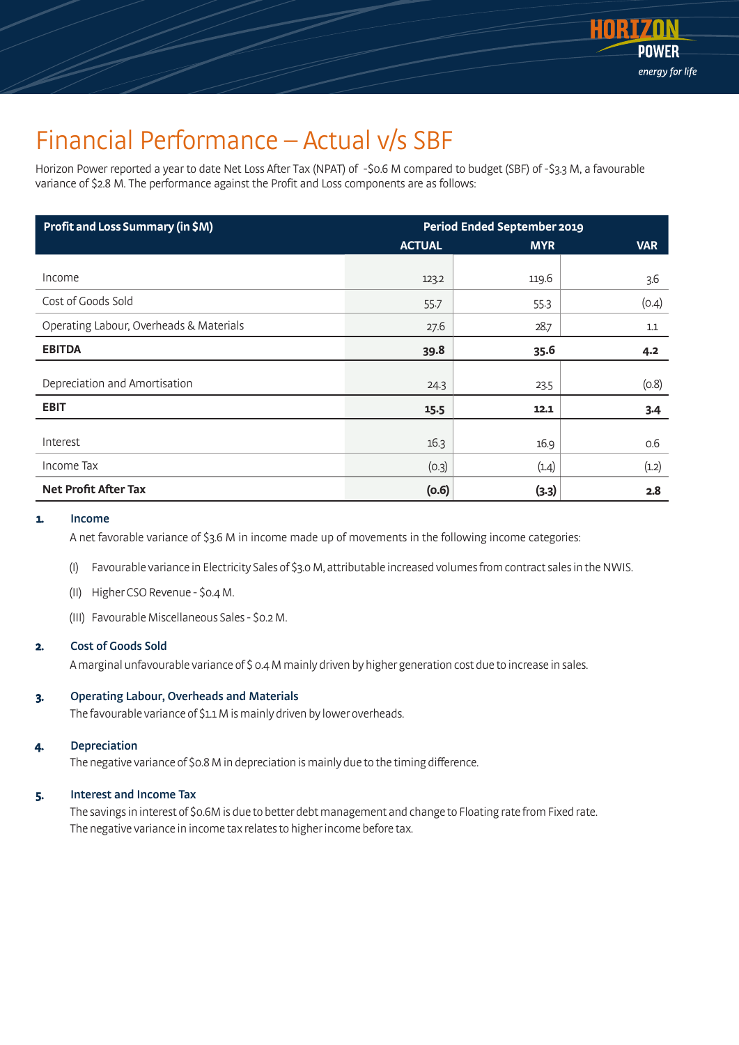# Financial Performance – Actual v/s SBF

Horizon Power reported a year to date Net Loss After Tax (NPAT) of -$0.6 M compared to budget (SBF) of -$3.3 M, a favourable variance of $2.8 M. The performance against the Profit and Loss components are as follows:

| Profit and Loss Summary (in $M) | Period Ended September 2019 | | |
|---|---|---|---|
| | ACTUAL | MYR | VAR |
| Income | 123.2 | 119.6 | 3.6 |
| Cost of Goods Sold | 55.7 | 55.3 | (0.4) |
| Operating Labour, Overheads & Materials | 27.6 | 28.7 | 1.1 |
| **EBITDA** | **39.8** | **35.6** | **4.2** |
| Depreciation and Amortisation | 24.3 | 23.5 | (0.8) |
| **EBIT** | **15.5** | **12.1** | **3.4** |
| Interest | 16.3 | 16.9 | 0.6 |
| Income Tax | (0.3) | (1.4) | (1.2) |
| **Net Profit After Tax** | **(0.6)** | **(3.3)** | **2.8** |

**1. Income**

A net favorable variance of $3.6 M in income made up of movements in the following income categories:

(I) Favourable variance in Electricity Sales of $3.0 M, attributable increased volumes from contract sales in the NWIS.

(II) Higher CSO Revenue - $0.4 M.

(III) Favourable Miscellaneous Sales - $0.2 M.

**2. Cost of Goods Sold**

A marginal unfavourable variance of $ 0.4 M mainly driven by higher generation cost due to increase in sales.

**3. Operating Labour, Overheads and Materials**

The favourable variance of $1.1 M is mainly driven by lower overheads.

**4. Depreciation**

The negative variance of $0.8 M in depreciation is mainly due to the timing difference.

**5. Interest and Income Tax**

The savings in interest of $0.6M is due to better debt management and change to Floating rate from Fixed rate.
The negative variance in income tax relates to higher income before tax.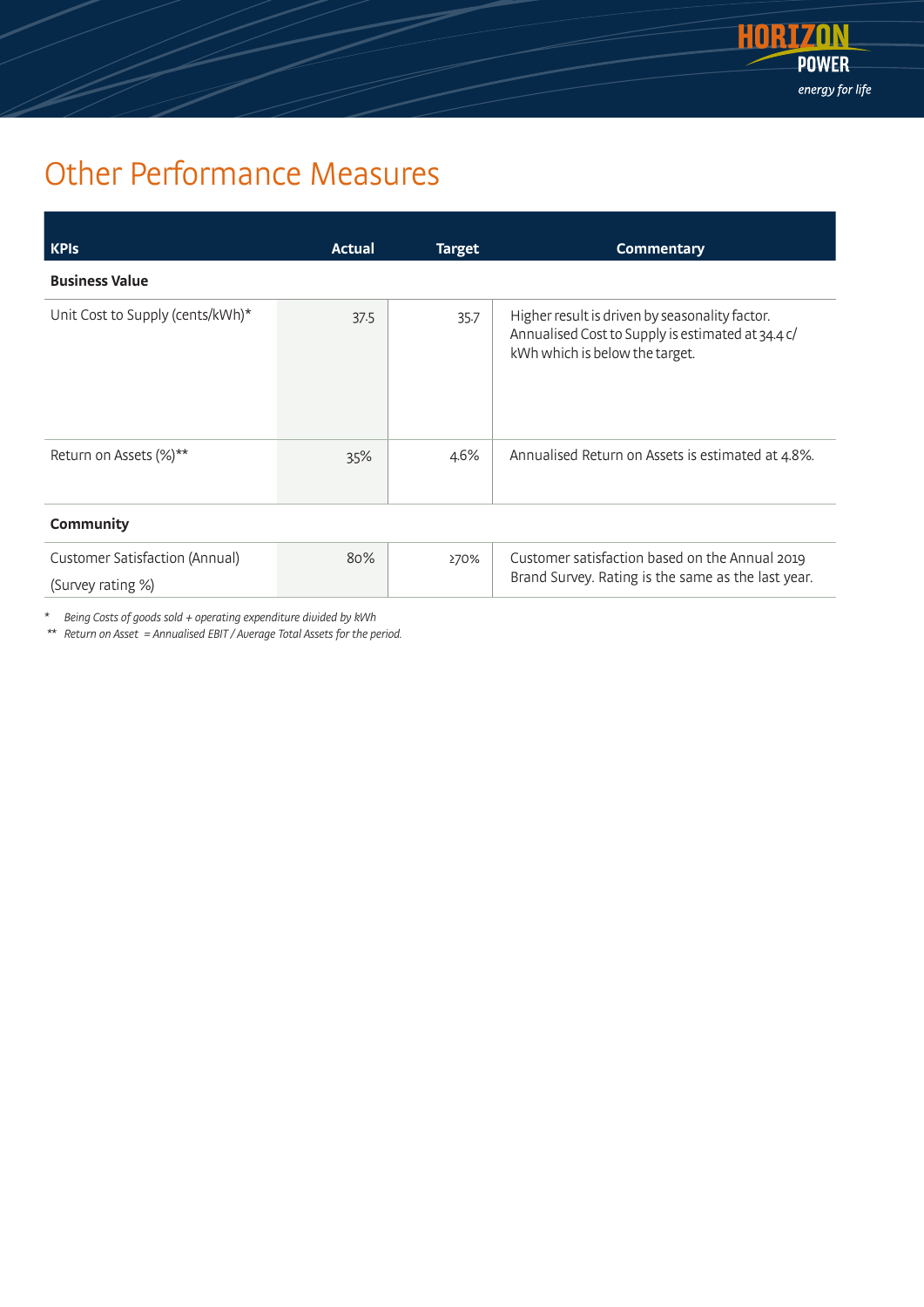# Other Performance Measures

| KPIs | Actual | Target | Commentary |
|---|---|---|---|
| **Business Value** | | | |
| Unit Cost to Supply (cents/kWh)* | 37.5 | 35.7 | Higher result is driven by seasonality factor. Annualised Cost to Supply is estimated at 34.4 c/kWh which is below the target. |
| Return on Assets (%)** | 3.5% | 4.6% | Annualised Return on Assets is estimated at 4.8%. |
| **Community** | | | |
| Customer Satisfaction (Annual) (Survey rating %) | 80% | ≥70% | Customer satisfaction based on the Annual 2019 Brand Survey. Rating is the same as the last year. |

\* *Being Costs of goods sold + operating expenditure divided by kWh*

\*\* *Return on Asset = Annualised EBIT / Average Total Assets for the period.*